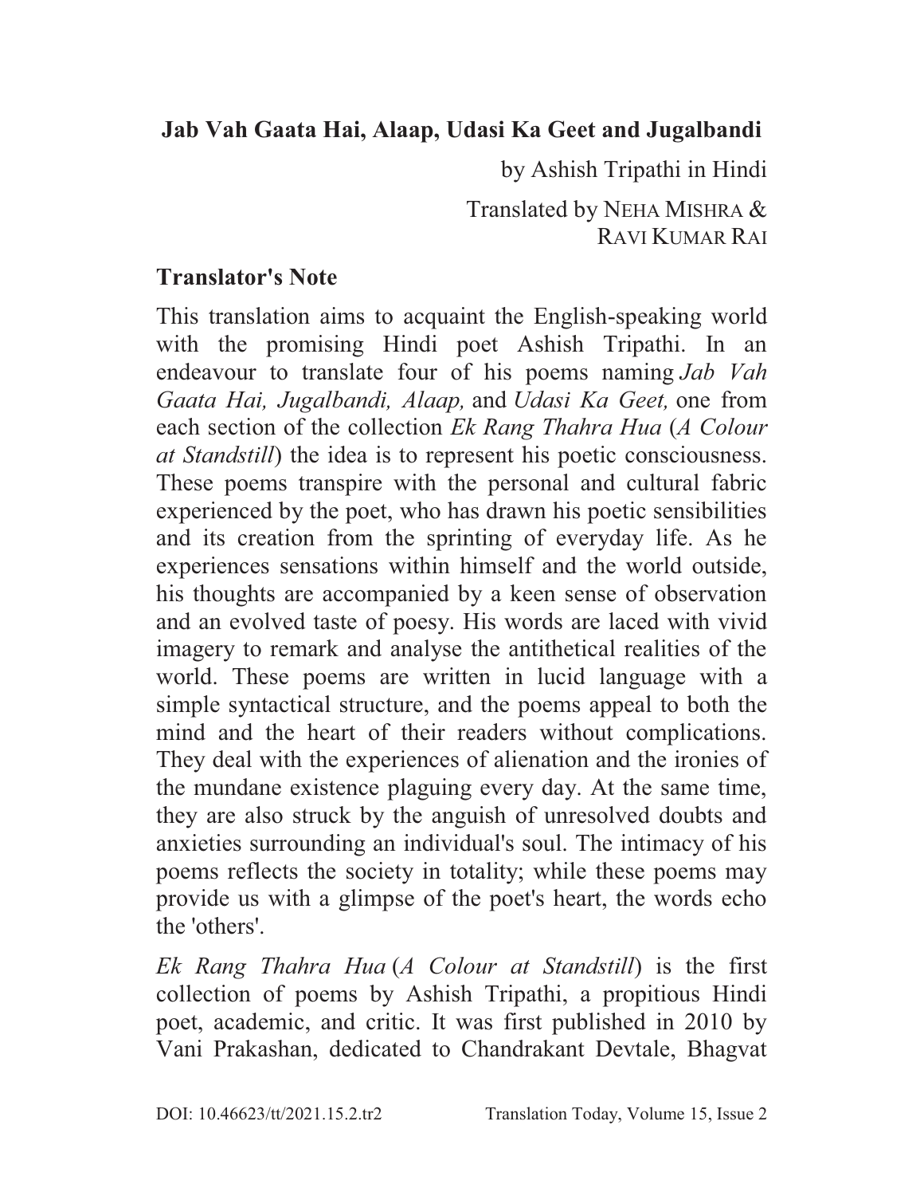# Jab Vah Gaata Hai, Alaap, Udasi Ka Geet and Jugalbandi

by Ashish Tripathi in Hindi

Translated by NEHA MISHRA & RAVI KUMAR RAI

## Translator's Note

This translation aims to acquaint the English-speaking world with the promising Hindi poet Ashish Tripathi. In an endeavour to translate four of his poems naming *Jab Vah Gaata Hai, Jugalbandi, Alaap,* and *Udasi Ka Geet,* one from each section of the collection *Ek Rang Thahra Hua* (*A Colour at Standstill*) the idea is to represent his poetic consciousness. These poems transpire with the personal and cultural fabric experienced by the poet, who has drawn his poetic sensibilities and its creation from the sprinting of everyday life. As he experiences sensations within himself and the world outside, his thoughts are accompanied by a keen sense of observation and an evolved taste of poesy. His words are laced with vivid imagery to remark and analyse the antithetical realities of the world. These poems are written in lucid language with a simple syntactical structure, and the poems appeal to both the mind and the heart of their readers without complications. They deal with the experiences of alienation and the ironies of the mundane existence plaguing every day. At the same time, they are also struck by the anguish of unresolved doubts and anxieties surrounding an individual's soul. The intimacy of his poems reflects the society in totality; while these poems may provide us with a glimpse of the poet's heart, the words echo the 'others'.

*Ek Rang Thahra Hua* (*A Colour at Standstill*) is the first collection of poems by Ashish Tripathi, a propitious Hindi poet, academic, and critic. It was first published in 2010 by Vani Prakashan, dedicated to Chandrakant Devtale, Bhagvat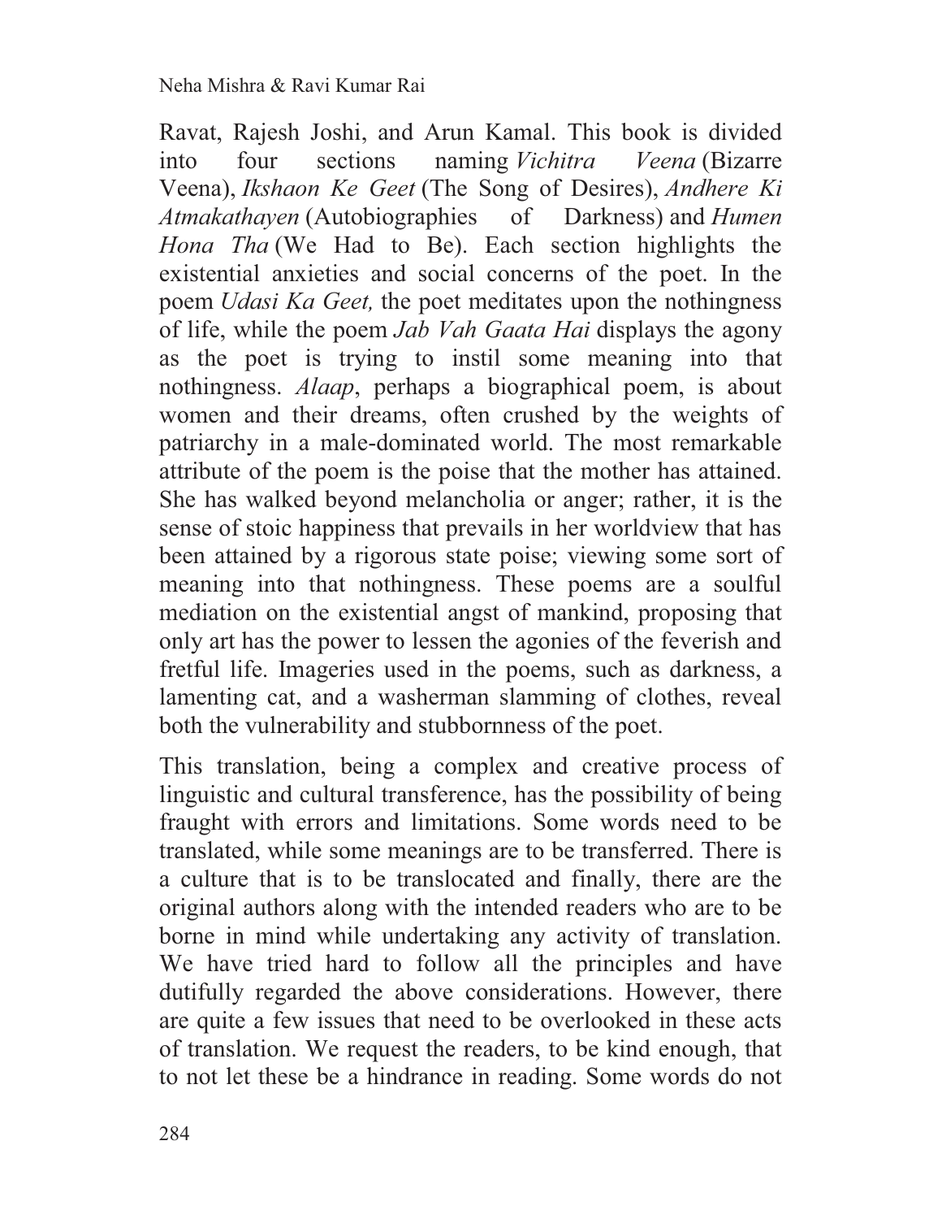Ravat, Rajesh Joshi, and Arun Kamal. This book is divided into four sections naming *Vichitra Veena* (Bizarre Veena), *Ikshaon Ke Geet* (The Song of Desires), *Andhere Ki Atmakathayen* (Autobiographies of Darkness) and *Humen Hona Tha* (We Had to Be). Each section highlights the existential anxieties and social concerns of the poet. In the poem *Udasi Ka Geet,* the poet meditates upon the nothingness of life, while the poem *Jab Vah Gaata Hai* displays the agony as the poet is trying to instil some meaning into that nothingness. *Alaap*, perhaps a biographical poem, is about women and their dreams, often crushed by the weights of patriarchy in a male-dominated world. The most remarkable attribute of the poem is the poise that the mother has attained. She has walked beyond melancholia or anger; rather, it is the sense of stoic happiness that prevails in her worldview that has been attained by a rigorous state poise; viewing some sort of meaning into that nothingness. These poems are a soulful mediation on the existential angst of mankind, proposing that only art has the power to lessen the agonies of the feverish and fretful life. Imageries used in the poems, such as darkness, a lamenting cat, and a washerman slamming of clothes, reveal both the vulnerability and stubbornness of the poet.

This translation, being a complex and creative process of linguistic and cultural transference, has the possibility of being fraught with errors and limitations. Some words need to be translated, while some meanings are to be transferred. There is a culture that is to be translocated and finally, there are the original authors along with the intended readers who are to be borne in mind while undertaking any activity of translation. We have tried hard to follow all the principles and have dutifully regarded the above considerations. However, there are quite a few issues that need to be overlooked in these acts of translation. We request the readers, to be kind enough, that to not let these be a hindrance in reading. Some words do not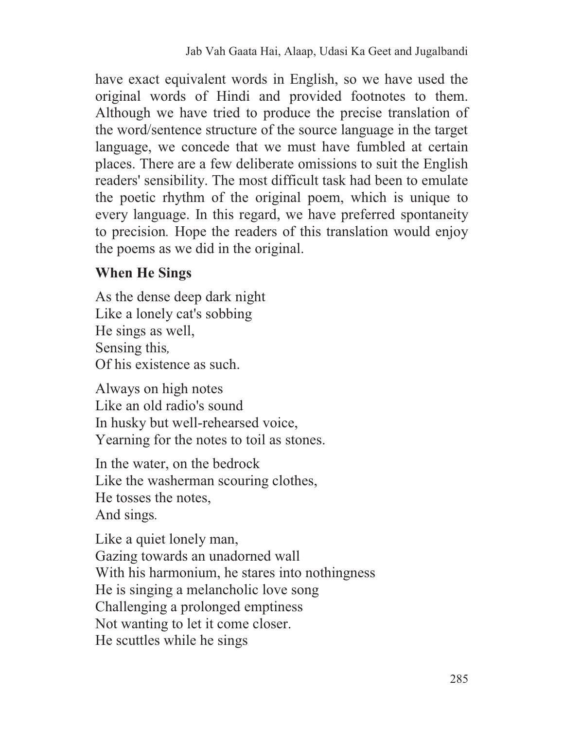have exact equivalent words in English, so we have used the original words of Hindi and provided footnotes to them. Although we have tried to produce the precise translation of the word/sentence structure of the source language in the target language, we concede that we must have fumbled at certain places. There are a few deliberate omissions to suit the English readers' sensibility. The most difficult task had been to emulate the poetic rhythm of the original poem, which is unique to every language. In this regard, we have preferred spontaneity to precision. Hope the readers of this translation would enjoy the poems as we did in the original.

**When He Sings**

As the dense deep dark night  
Like a lonely cat's sobbing  
He sings as well,  
Sensing this,  
Of his existence as such.

Always on high notes  
Like an old radio's sound  
In husky but well-rehearsed voice,  
Yearning for the notes to toil as stones.

In the water, on the bedrock  
Like the washerman scouring clothes,  
He tosses the notes,  
And sings.

Like a quiet lonely man,  
Gazing towards an unadorned wall  
With his harmonium, he stares into nothingness  
He is singing a melancholic love song  
Challenging a prolonged emptiness  
Not wanting to let it come closer.  
He scuttles while he sings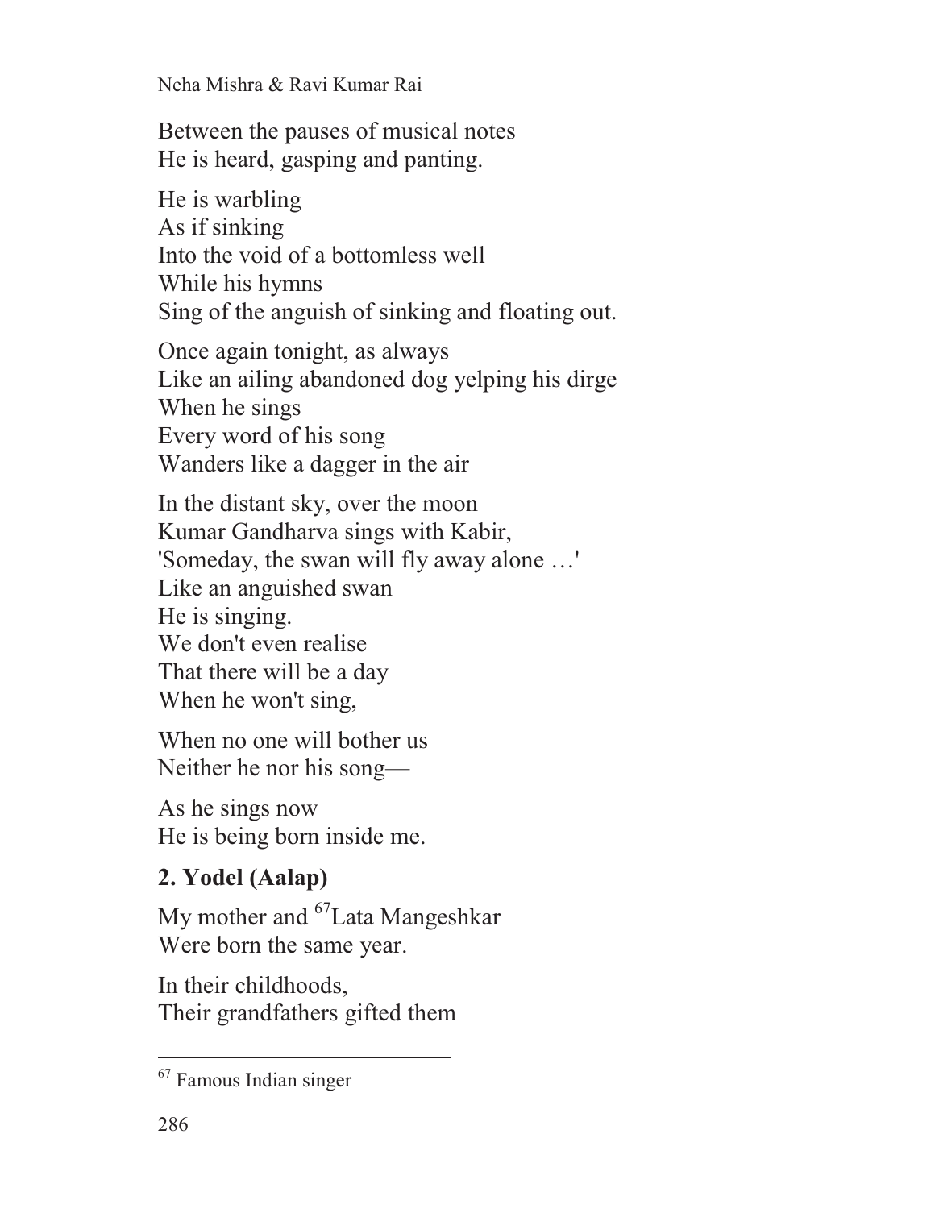Between the pauses of musical notes  
He is heard, gasping and panting.

He is warbling  
As if sinking  
Into the void of a bottomless well  
While his hymns  
Sing of the anguish of sinking and floating out.

Once again tonight, as always  
Like an ailing abandoned dog yelping his dirge  
When he sings  
Every word of his song  
Wanders like a dagger in the air

In the distant sky, over the moon  
Kumar Gandharva sings with Kabir,  
'Someday, the swan will fly away alone …'  
Like an anguished swan  
He is singing.  
We don't even realise  
That there will be a day  
When he won't sing,

When no one will bother us  
Neither he nor his song—

As he sings now  
He is being born inside me.

## 2. Yodel (Aalap)

My mother and [67]Lata Mangeshkar  
Were born the same year.

In their childhoods,  
Their grandfathers gifted them

---

[67] Famous Indian singer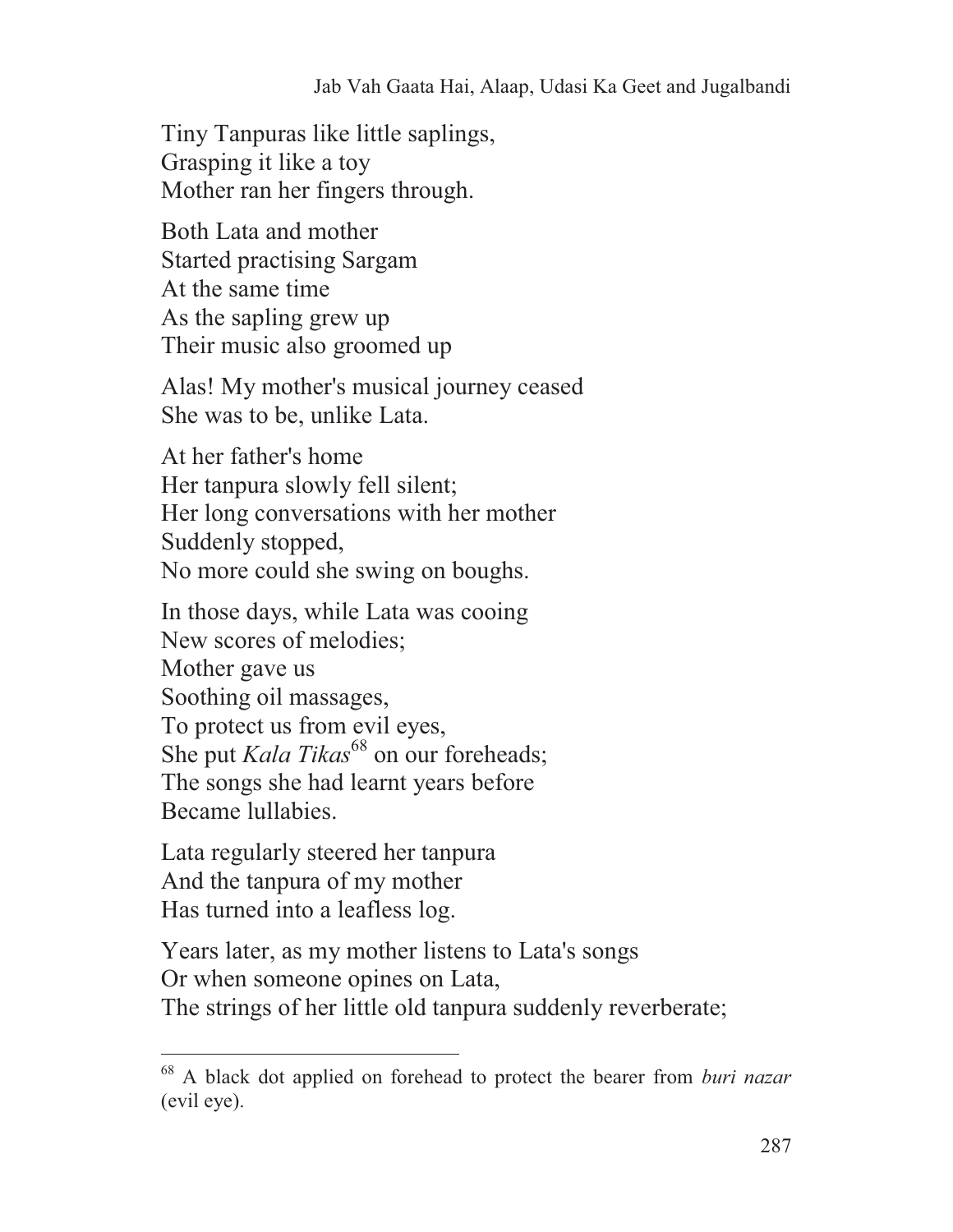Tiny Tanpuras like little saplings,  
Grasping it like a toy  
Mother ran her fingers through.

Both Lata and mother  
Started practising Sargam  
At the same time  
As the sapling grew up  
Their music also groomed up

Alas! My mother's musical journey ceased  
She was to be, unlike Lata.

At her father's home  
Her tanpura slowly fell silent;  
Her long conversations with her mother  
Suddenly stopped,  
No more could she swing on boughs.

In those days, while Lata was cooing  
New scores of melodies;  
Mother gave us  
Soothing oil massages,  
To protect us from evil eyes,  
She put *Kala Tikas*[68] on our foreheads;  
The songs she had learnt years before  
Became lullabies.

Lata regularly steered her tanpura  
And the tanpura of my mother  
Has turned into a leafless log.

Years later, as my mother listens to Lata's songs  
Or when someone opines on Lata,  
The strings of her little old tanpura suddenly reverberate;

---

[68] A black dot applied on forehead to protect the bearer from *buri nazar* (evil eye).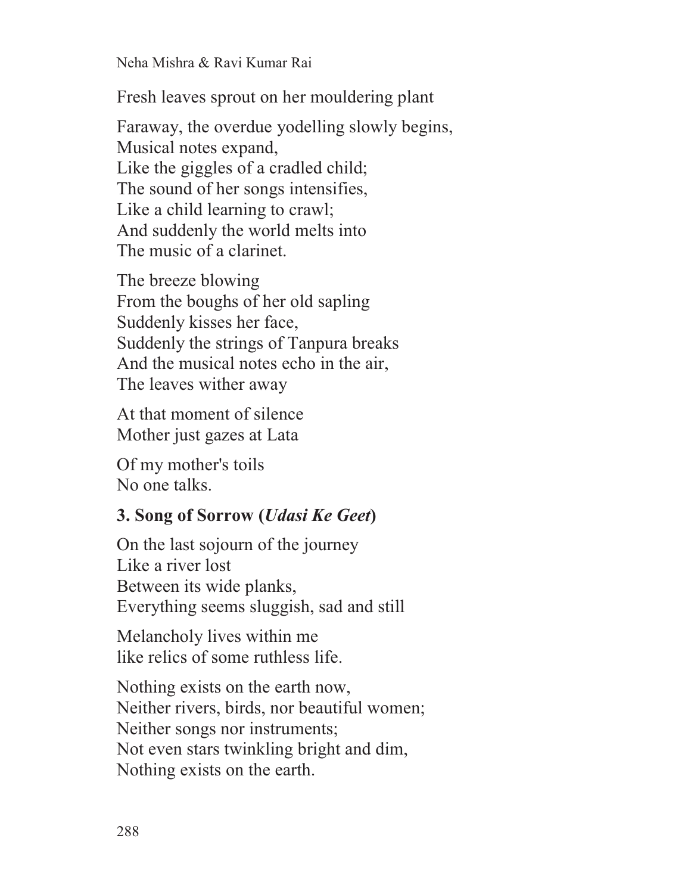Fresh leaves sprout on her mouldering plant

Faraway, the overdue yodelling slowly begins,
Musical notes expand,
Like the giggles of a cradled child;
The sound of her songs intensifies,
Like a child learning to crawl;
And suddenly the world melts into
The music of a clarinet.

The breeze blowing
From the boughs of her old sapling
Suddenly kisses her face,
Suddenly the strings of Tanpura breaks
And the musical notes echo in the air,
The leaves wither away

At that moment of silence
Mother just gazes at Lata

Of my mother's toils
No one talks.

### 3. Song of Sorrow (*Udasi Ke Geet*)

On the last sojourn of the journey
Like a river lost
Between its wide planks,
Everything seems sluggish, sad and still

Melancholy lives within me
like relics of some ruthless life.

Nothing exists on the earth now,
Neither rivers, birds, nor beautiful women;
Neither songs nor instruments;
Not even stars twinkling bright and dim,
Nothing exists on the earth.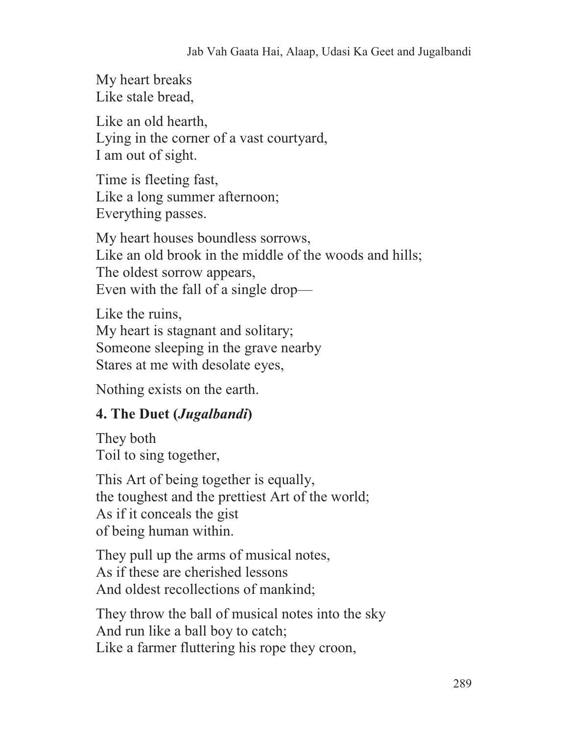My heart breaks  
Like stale bread,

Like an old hearth,  
Lying in the corner of a vast courtyard,  
I am out of sight.

Time is fleeting fast,  
Like a long summer afternoon;  
Everything passes.

My heart houses boundless sorrows,  
Like an old brook in the middle of the woods and hills;  
The oldest sorrow appears,  
Even with the fall of a single drop—

Like the ruins,  
My heart is stagnant and solitary;  
Someone sleeping in the grave nearby  
Stares at me with desolate eyes,

Nothing exists on the earth.

### 4. The Duet (*Jugalbandi*)

They both  
Toil to sing together,

This Art of being together is equally,  
the toughest and the prettiest Art of the world;  
As if it conceals the gist  
of being human within.

They pull up the arms of musical notes,  
As if these are cherished lessons  
And oldest recollections of mankind;

They throw the ball of musical notes into the sky  
And run like a ball boy to catch;  
Like a farmer fluttering his rope they croon,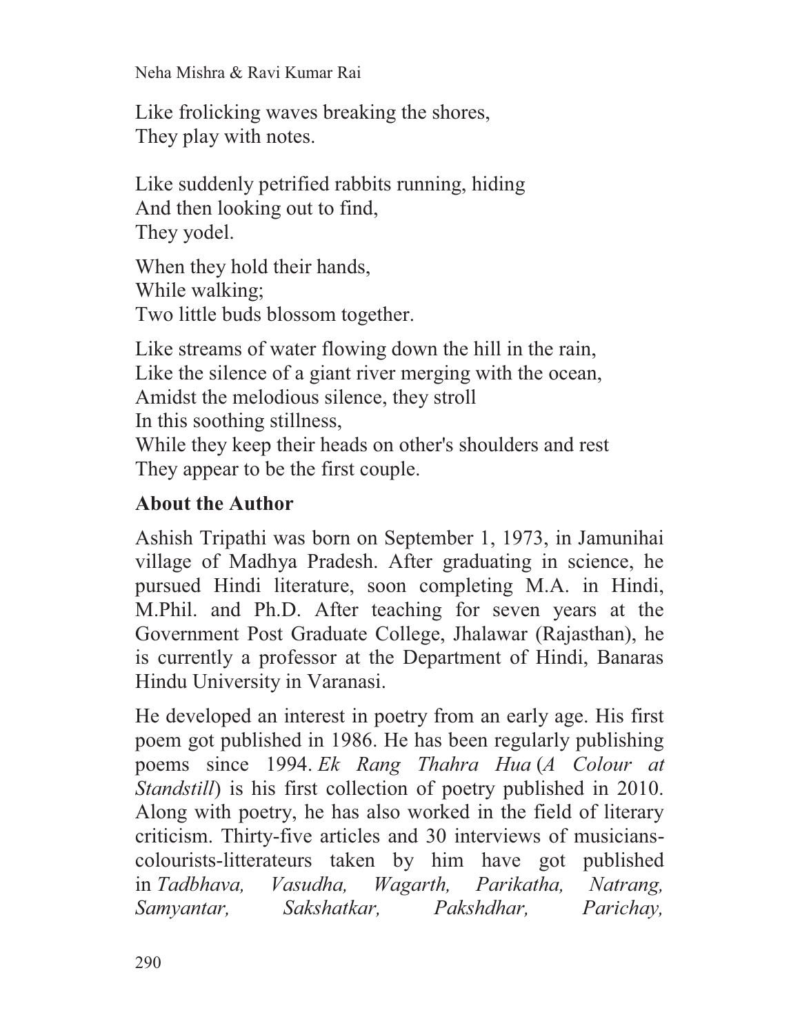Like frolicking waves breaking the shores,
They play with notes.

Like suddenly petrified rabbits running, hiding
And then looking out to find,
They yodel.

When they hold their hands,
While walking;
Two little buds blossom together.

Like streams of water flowing down the hill in the rain,
Like the silence of a giant river merging with the ocean,
Amidst the melodious silence, they stroll
In this soothing stillness,
While they keep their heads on other's shoulders and rest
They appear to be the first couple.

## About the Author

Ashish Tripathi was born on September 1, 1973, in Jamunihai village of Madhya Pradesh. After graduating in science, he pursued Hindi literature, soon completing M.A. in Hindi, M.Phil. and Ph.D. After teaching for seven years at the Government Post Graduate College, Jhalawar (Rajasthan), he is currently a professor at the Department of Hindi, Banaras Hindu University in Varanasi.

He developed an interest in poetry from an early age. His first poem got published in 1986. He has been regularly publishing poems since 1994. *Ek Rang Thahra Hua* (*A Colour at Standstill*) is his first collection of poetry published in 2010. Along with poetry, he has also worked in the field of literary criticism. Thirty-five articles and 30 interviews of musicians-colourists-litterateurs taken by him have got published in *Tadbhava, Vasudha, Wagarth, Parikatha, Natrang, Samyantar, Sakshatkar, Pakshdhar, Parichay,*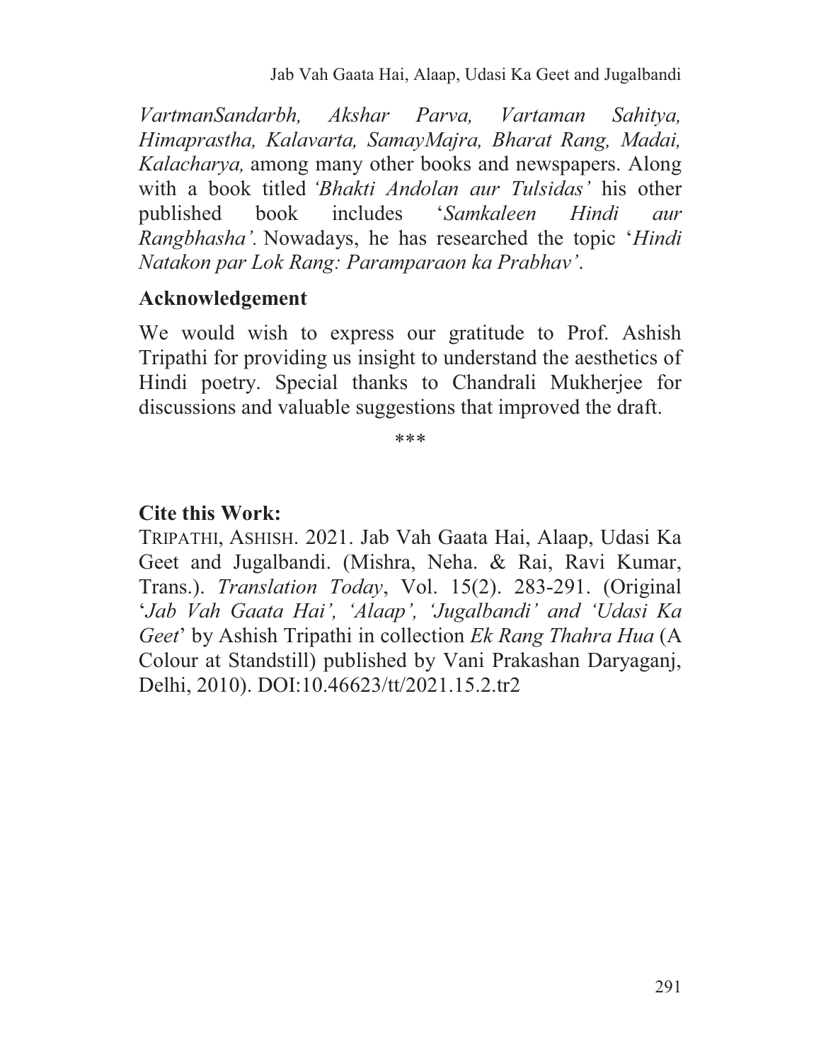*VartmanSandarbh, Akshar Parva, Vartaman Sahitya, Himaprastha, Kalavarta, SamayMajra, Bharat Rang, Madai, Kalacharya,* among many other books and newspapers. Along with a book titled *'Bhakti Andolan aur Tulsidas'* his other published book includes '*Samkaleen Hindi aur Rangbhasha'.* Nowadays, he has researched the topic '*Hindi Natakon par Lok Rang: Paramparaon ka Prabhav'*.

## Acknowledgement

We would wish to express our gratitude to Prof. Ashish Tripathi for providing us insight to understand the aesthetics of Hindi poetry. Special thanks to Chandrali Mukherjee for discussions and valuable suggestions that improved the draft.

***

## Cite this Work:

TRIPATHI, ASHISH. 2021. Jab Vah Gaata Hai, Alaap, Udasi Ka Geet and Jugalbandi. (Mishra, Neha. & Rai, Ravi Kumar, Trans.). *Translation Today*, Vol. 15(2). 283-291. (Original '*Jab Vah Gaata Hai', 'Alaap', 'Jugalbandi' and 'Udasi Ka Geet*' by Ashish Tripathi in collection *Ek Rang Thahra Hua* (A Colour at Standstill) published by Vani Prakashan Daryaganj, Delhi, 2010). DOI:10.46623/tt/2021.15.2.tr2